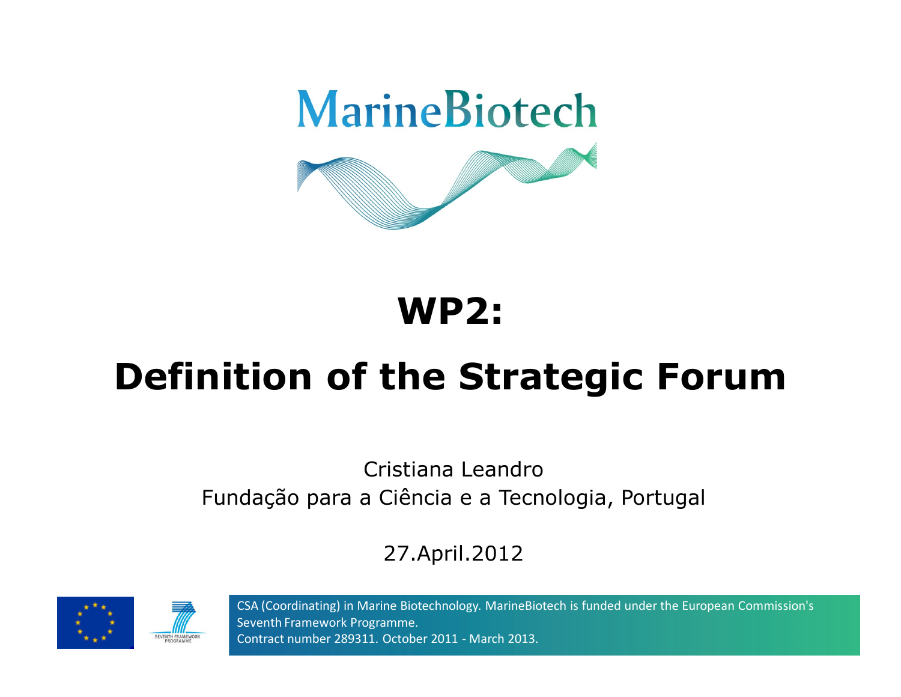MarineBiotech

# WP2:

# Definition of the Strategic Forum

Cristiana Leandro
Fundação para a Ciência e a Tecnologia, Portugal

27.April.2012

CSA (Coordinating) in Marine Biotechnology. MarineBiotech is funded under the European Commission's Seventh Framework Programme.
Contract number 289311. October 2011 - March 2013.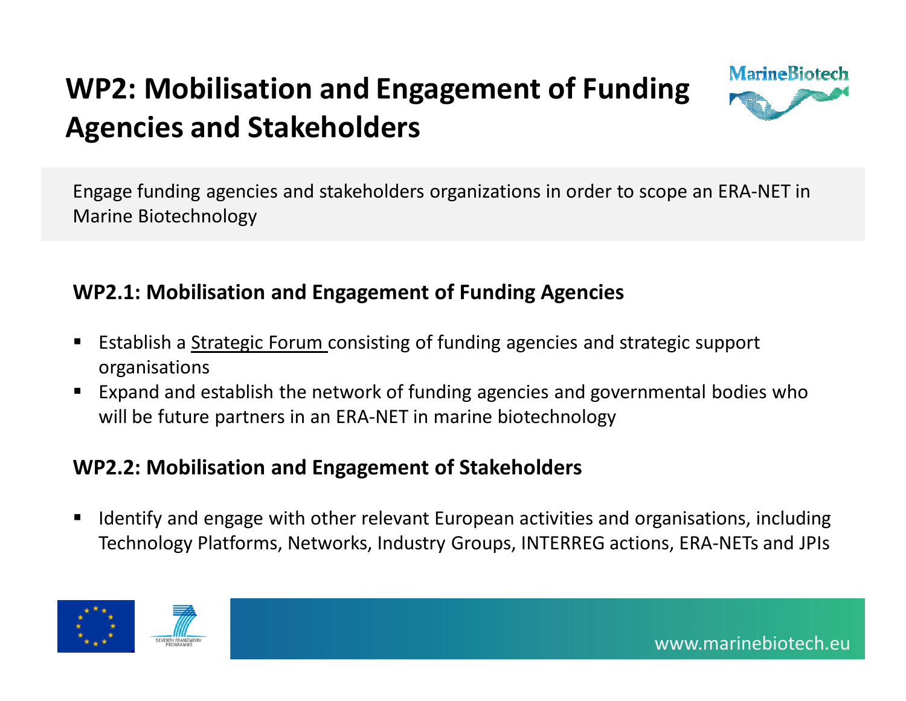# WP2: Mobilisation and Engagement of Funding Agencies and Stakeholders

Engage funding agencies and stakeholders organizations in order to scope an ERA-NET in Marine Biotechnology

## WP2.1: Mobilisation and Engagement of Funding Agencies

- Establish a Strategic Forum consisting of funding agencies and strategic support organisations
- Expand and establish the network of funding agencies and governmental bodies who will be future partners in an ERA-NET in marine biotechnology

## WP2.2: Mobilisation and Engagement of Stakeholders

- Identify and engage with other relevant European activities and organisations, including Technology Platforms, Networks, Industry Groups, INTERREG actions, ERA-NETs and JPIs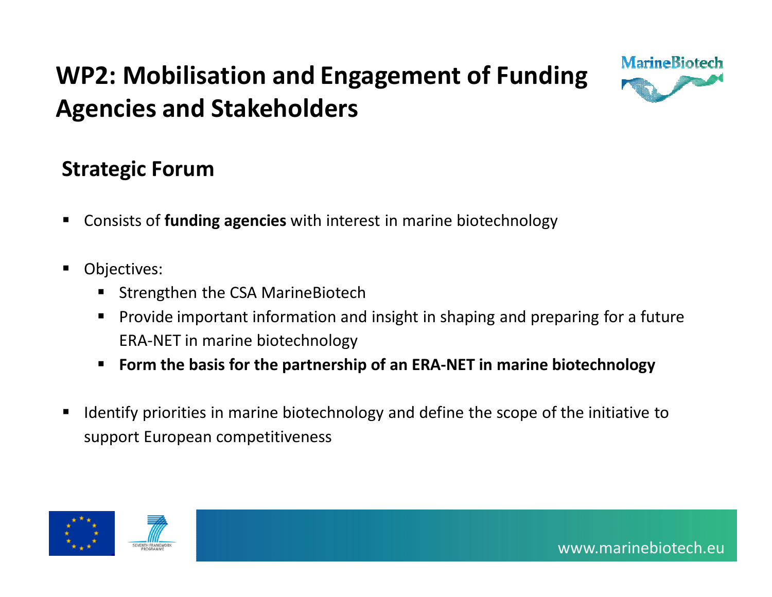# WP2: Mobilisation and Engagement of Funding Agencies and Stakeholders

## Strategic Forum

- Consists of **funding agencies** with interest in marine biotechnology
- Objectives:
  - Strengthen the CSA MarineBiotech
  - Provide important information and insight in shaping and preparing for a future ERA-NET in marine biotechnology
  - **Form the basis for the partnership of an ERA-NET in marine biotechnology**
- Identify priorities in marine biotechnology and define the scope of the initiative to support European competitiveness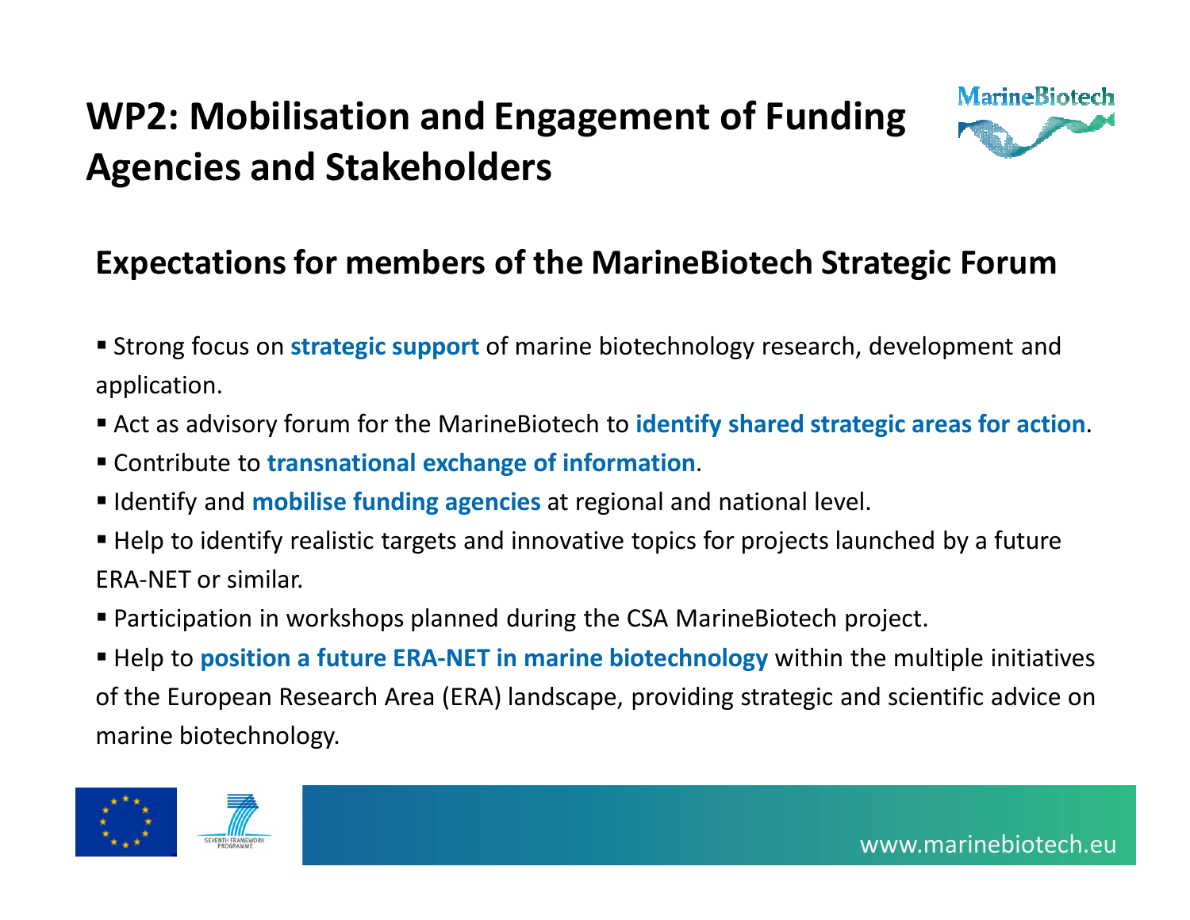# WP2: Mobilisation and Engagement of Funding Agencies and Stakeholders

## Expectations for members of the MarineBiotech Strategic Forum

- Strong focus on **strategic support** of marine biotechnology research, development and application.
- Act as advisory forum for the MarineBiotech to **identify shared strategic areas for action**.
- Contribute to **transnational exchange of information**.
- Identify and **mobilise funding agencies** at regional and national level.
- Help to identify realistic targets and innovative topics for projects launched by a future ERA-NET or similar.
- Participation in workshops planned during the CSA MarineBiotech project.
- Help to **position a future ERA-NET in marine biotechnology** within the multiple initiatives of the European Research Area (ERA) landscape, providing strategic and scientific advice on marine biotechnology.

www.marinebiotech.eu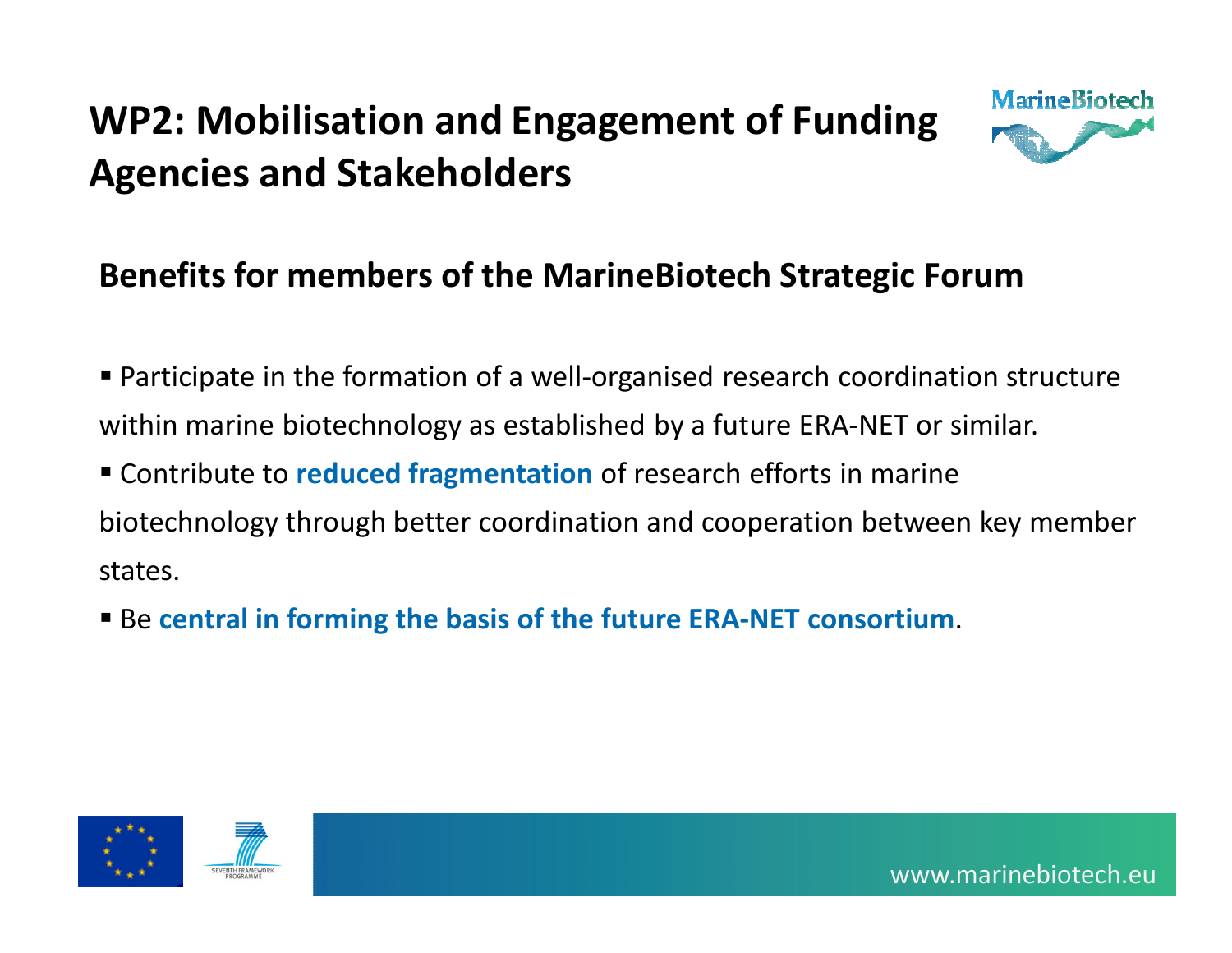# WP2: Mobilisation and Engagement of Funding Agencies and Stakeholders

## Benefits for members of the MarineBiotech Strategic Forum

- Participate in the formation of a well-organised research coordination structure within marine biotechnology as established by a future ERA-NET or similar.
- Contribute to **reduced fragmentation** of research efforts in marine biotechnology through better coordination and cooperation between key member states.
- Be **central in forming the basis of the future ERA-NET consortium**.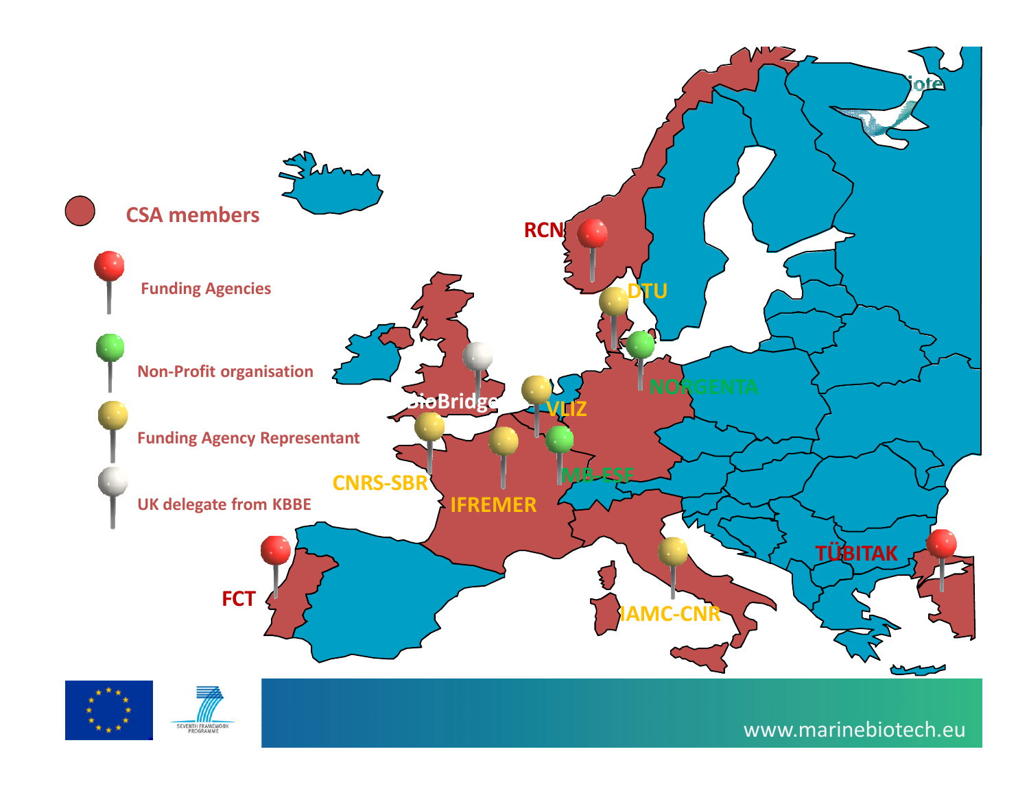CSA members

Funding Agencies

Non-Profit organisation

Funding Agency Representant

UK delegate from KBBE

RCN

DTU

NORGENTA

BioBridge

VLIZ

MB-ESF

CNRS-SBR

IFREMER

FCT

IAMC-CNR

TÜBITAK

www.marinebiotech.eu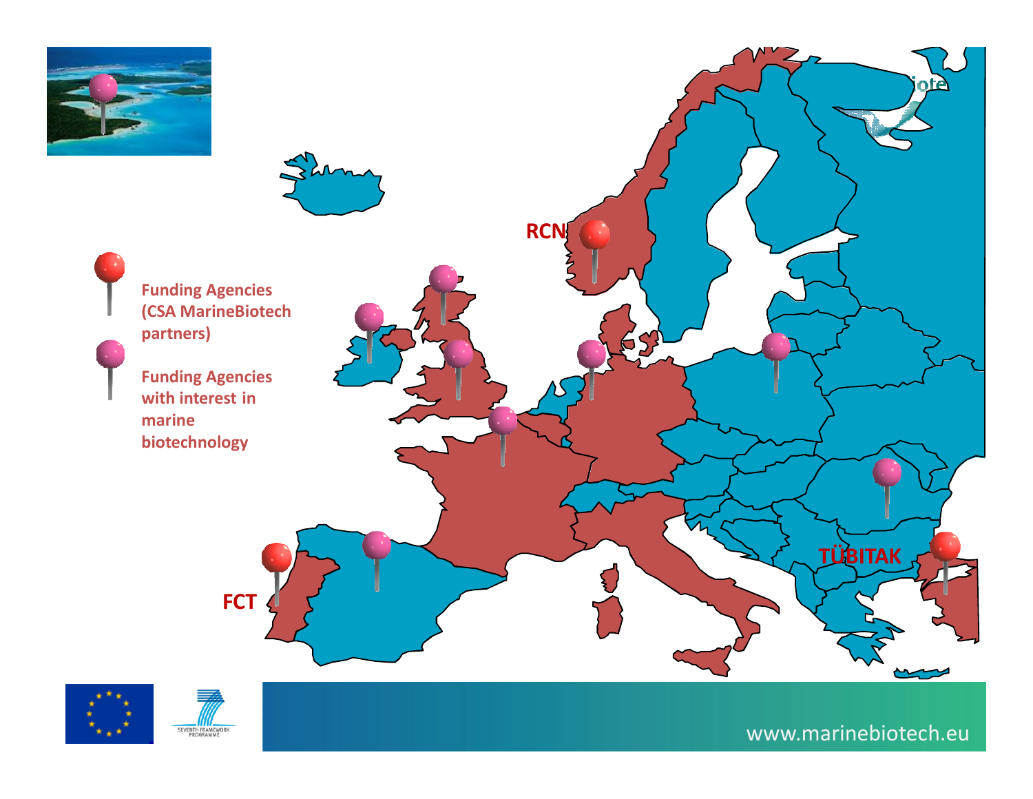RCN

Funding Agencies (CSA MarineBiotech partners)

Funding Agencies with interest in marine biotechnology

FCT

TÜBITAK

www.marinebiotech.eu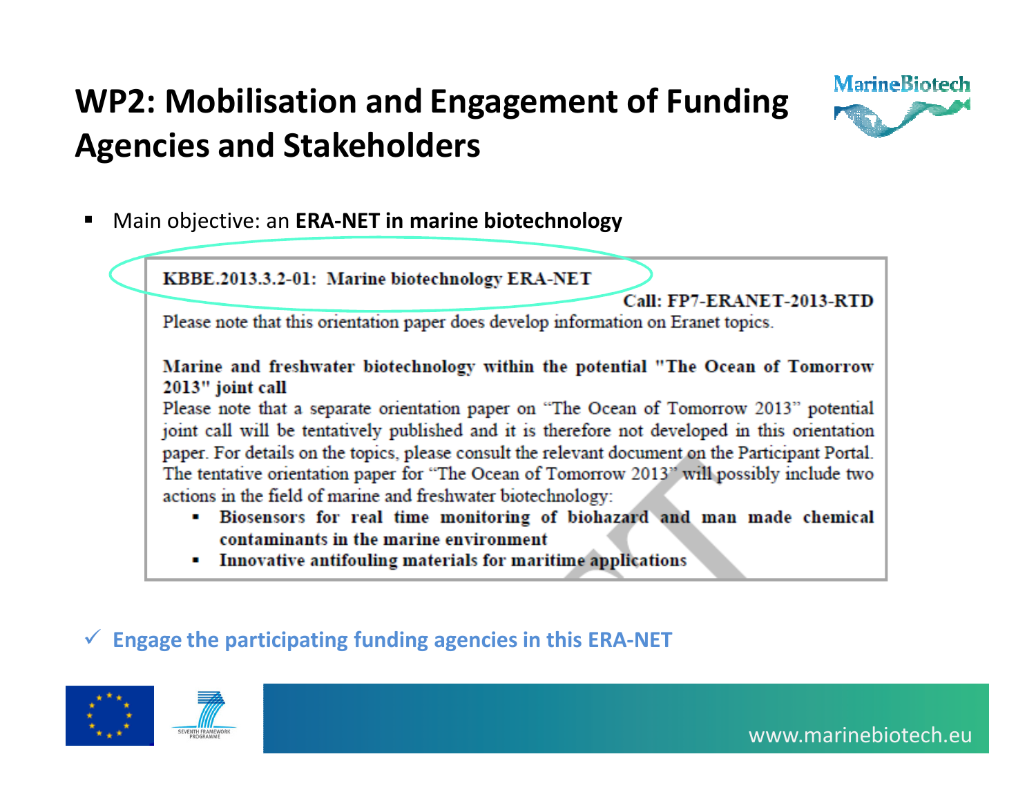# WP2: Mobilisation and Engagement of Funding Agencies and Stakeholders

- Main objective: an **ERA-NET in marine biotechnology**

> **KBBE.2013.3.2-01: Marine biotechnology ERA-NET**
>
> **Call: FP7-ERANET-2013-RTD**
>
> Please note that this orientation paper does develop information on Eranet topics.
>
> **Marine and freshwater biotechnology within the potential "The Ocean of Tomorrow 2013" joint call**
>
> Please note that a separate orientation paper on "The Ocean of Tomorrow 2013" potential joint call will be tentatively published and it is therefore not developed in this orientation paper. For details on the topics, please consult the relevant document on the Participant Portal. The tentative orientation paper for "The Ocean of Tomorrow 2013" will possibly include two actions in the field of marine and freshwater biotechnology:
>
> - **Biosensors for real time monitoring of biohazard and man made chemical contaminants in the marine environment**
> - **Innovative antifouling materials for maritime applications**

✓ **Engage the participating funding agencies in this ERA-NET**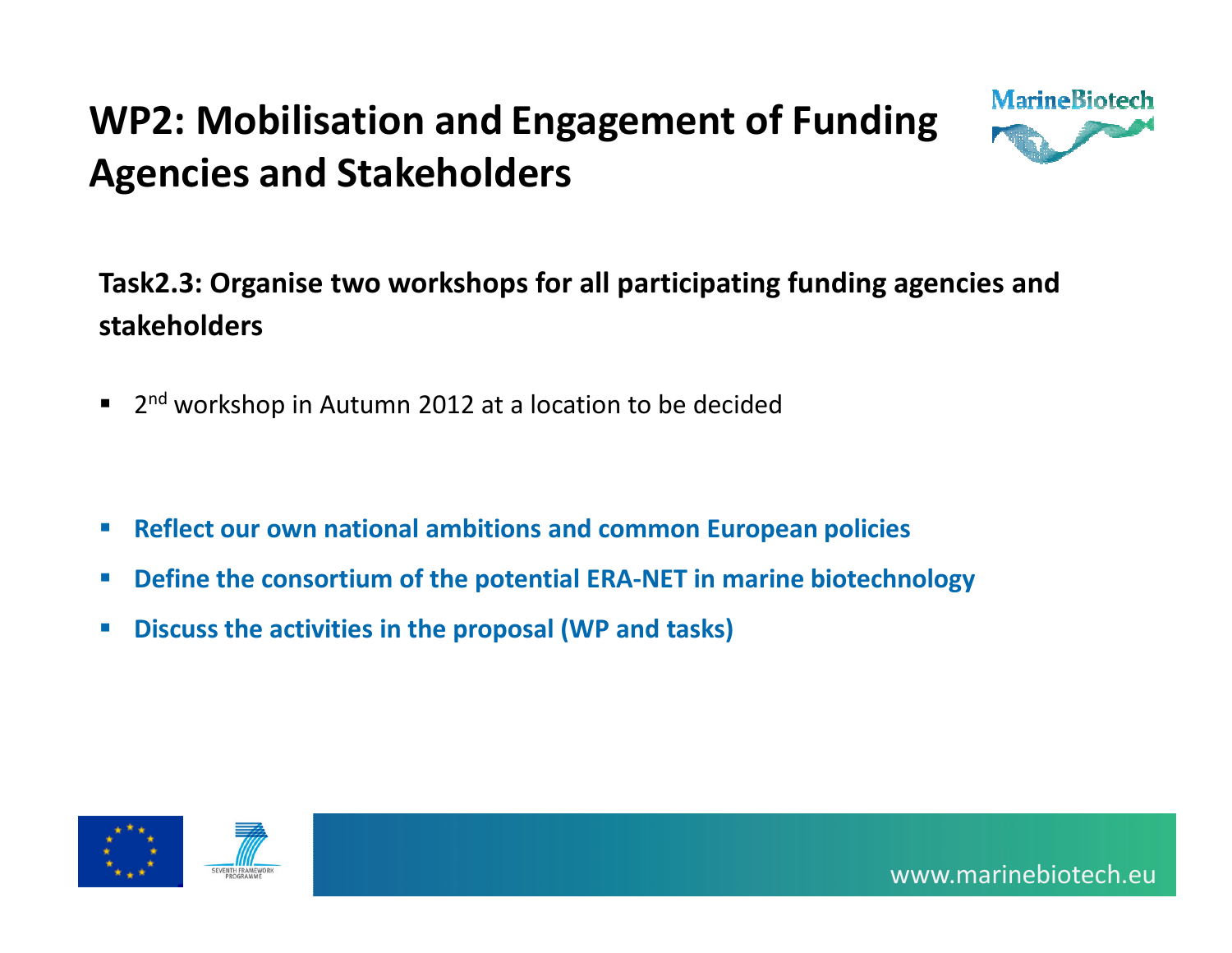# WP2: Mobilisation and Engagement of Funding Agencies and Stakeholders

**Task2.3: Organise two workshops for all participating funding agencies and stakeholders**

- 2nd workshop in Autumn 2012 at a location to be decided

- **Reflect our own national ambitions and common European policies**
- **Define the consortium of the potential ERA-NET in marine biotechnology**
- **Discuss the activities in the proposal (WP and tasks)**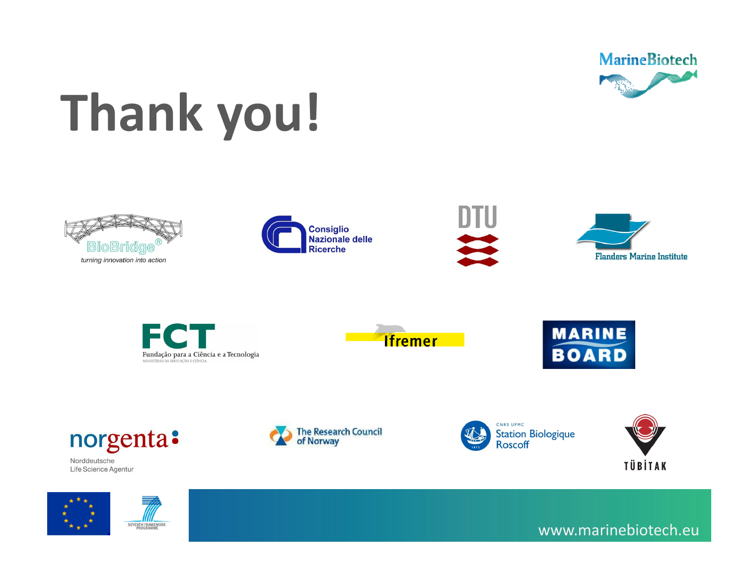# Thank you!

MarineBiotech

BioBridge®

turning innovation into action

Consiglio Nazionale delle Ricerche

DTU

Flanders Marine Institute

FCT

Fundação para a Ciência e a Tecnologia

MINISTÉRIO DA EDUCAÇÃO E CIÊNCIA

Ifremer

MARINE BOARD

norgenta

Norddeutsche Life Science Agentur

The Research Council of Norway

CNRS UPMC

Station Biologique Roscoff

TÜBİTAK

SEVENTH FRAMEWORK PROGRAMME

www.marinebiotech.eu